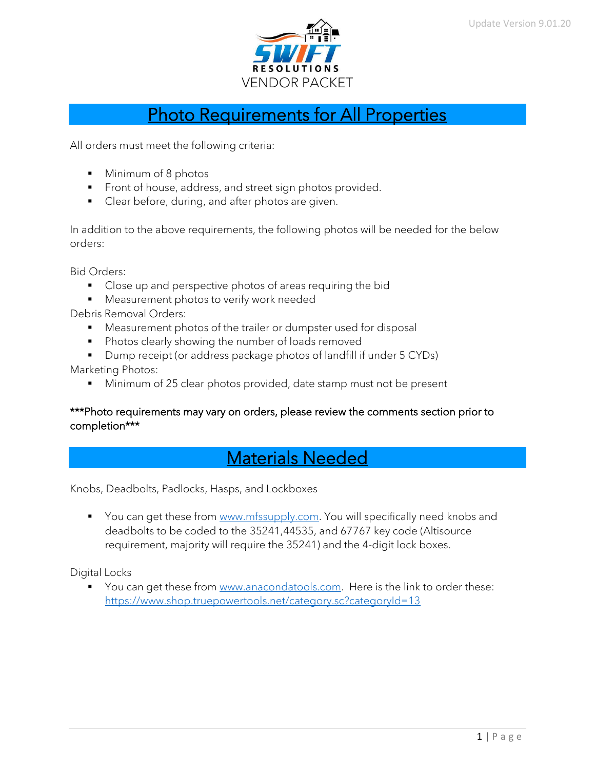Update Version 9.01.20

SWIFT RESOLUTIONS

VENDOR PACKET

## Photo Requirements for All Properties

All orders must meet the following criteria:

- Minimum of 8 photos
- Front of house, address, and street sign photos provided.
- Clear before, during, and after photos are given.

In addition to the above requirements, the following photos will be needed for the below orders:

Bid Orders:

- Close up and perspective photos of areas requiring the bid
- Measurement photos to verify work needed

Debris Removal Orders:

- Measurement photos of the trailer or dumpster used for disposal
- Photos clearly showing the number of loads removed
- Dump receipt (or address package photos of landfill if under 5 CYDs)

Marketing Photos:

- Minimum of 25 clear photos provided, date stamp must not be present

***Photo requirements may vary on orders, please review the comments section prior to completion***

## Materials Needed

Knobs, Deadbolts, Padlocks, Hasps, and Lockboxes

- You can get these from [www.mfssupply.com](www.mfssupply.com). You will specifically need knobs and deadbolts to be coded to the 35241,44535, and 67767 key code (Altisource requirement, majority will require the 35241) and the 4-digit lock boxes.

Digital Locks

- You can get these from [www.anacondatools.com](www.anacondatools.com). Here is the link to order these: [https://www.shop.truepowertools.net/category.sc?categoryId=13](https://www.shop.truepowertools.net/category.sc?categoryId=13)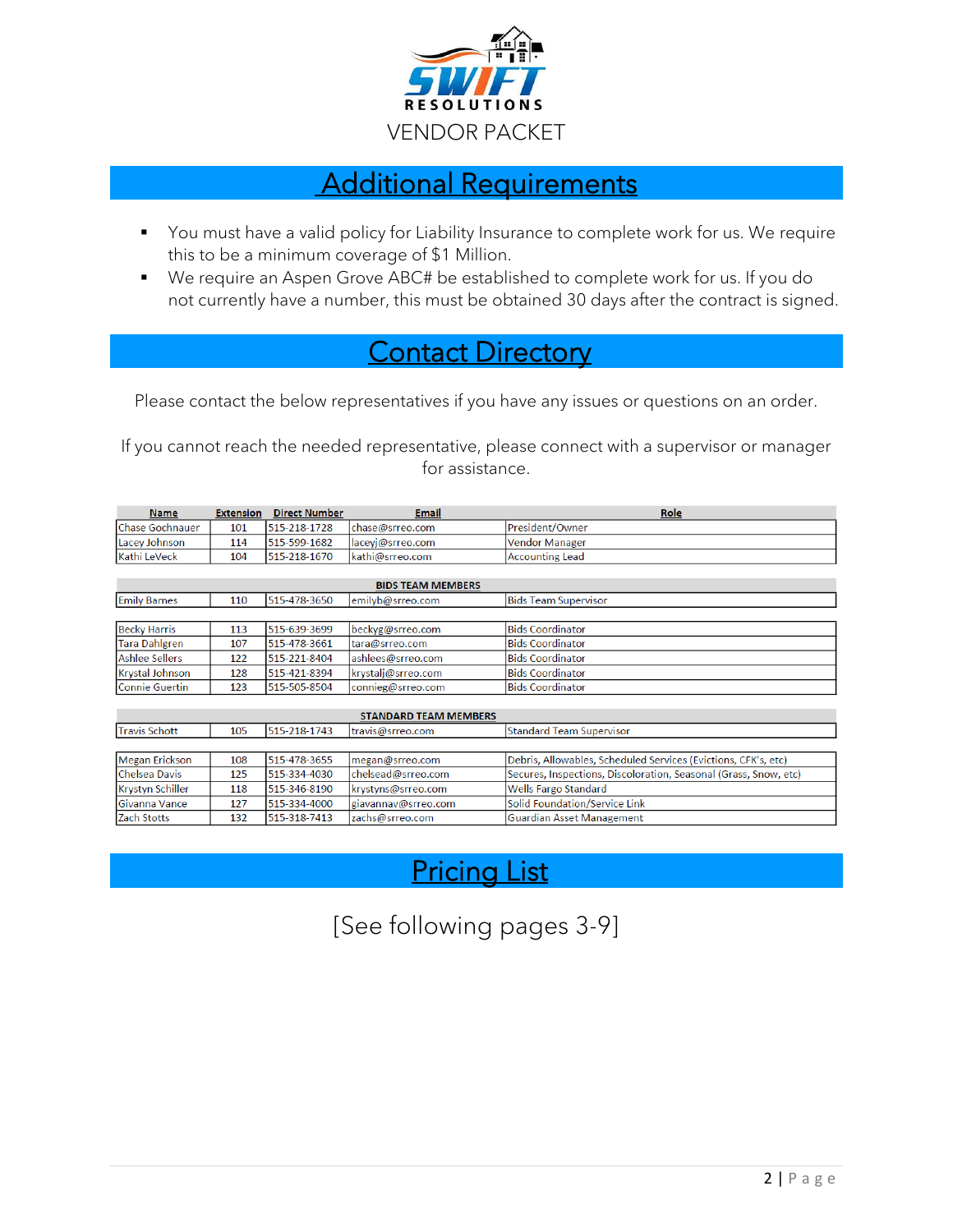RESOLUTIONS

VENDOR PACKET

## Additional Requirements

- You must have a valid policy for Liability Insurance to complete work for us. We require this to be a minimum coverage of $1 Million.
- We require an Aspen Grove ABC# be established to complete work for us. If you do not currently have a number, this must be obtained 30 days after the contract is signed.

## Contact Directory

Please contact the below representatives if you have any issues or questions on an order.

If you cannot reach the needed representative, please connect with a supervisor or manager for assistance.

| Name | Extension | Direct Number | Email | Role |
|---|---|---|---|---|
| Chase Gochnauer | 101 | 515-218-1728 | chase@srreo.com | President/Owner |
| Lacey Johnson | 114 | 515-599-1682 | laceyj@srreo.com | Vendor Manager |
| Kathi LeVeck | 104 | 515-218-1670 | kathi@srreo.com | Accounting Lead |
| **BIDS TEAM MEMBERS** | | | | |
| Emily Barnes | 110 | 515-478-3650 | emilyb@srreo.com | Bids Team Supervisor |
| Becky Harris | 113 | 515-639-3699 | beckyg@srreo.com | Bids Coordinator |
| Tara Dahlgren | 107 | 515-478-3661 | tara@srreo.com | Bids Coordinator |
| Ashlee Sellers | 122 | 515-221-8404 | ashlees@srreo.com | Bids Coordinator |
| Krystal Johnson | 128 | 515-421-8394 | krystalj@srreo.com | Bids Coordinator |
| Connie Guertin | 123 | 515-505-8504 | connieg@srreo.com | Bids Coordinator |
| **STANDARD TEAM MEMBERS** | | | | |
| Travis Schott | 105 | 515-218-1743 | travis@srreo.com | Standard Team Supervisor |
| Megan Erickson | 108 | 515-478-3655 | megan@srreo.com | Debris, Allowables, Scheduled Services (Evictions, CFK's, etc) |
| Chelsea Davis | 125 | 515-334-4030 | chelsead@srreo.com | Secures, Inspections, Discoloration, Seasonal (Grass, Snow, etc) |
| Krystyn Schiller | 118 | 515-346-8190 | krystyns@srreo.com | Wells Fargo Standard |
| Givanna Vance | 127 | 515-334-4000 | giavannav@srreo.com | Solid Foundation/Service Link |
| Zach Stotts | 132 | 515-318-7413 | zachs@srreo.com | Guardian Asset Management |

## Pricing List

[See following pages 3-9]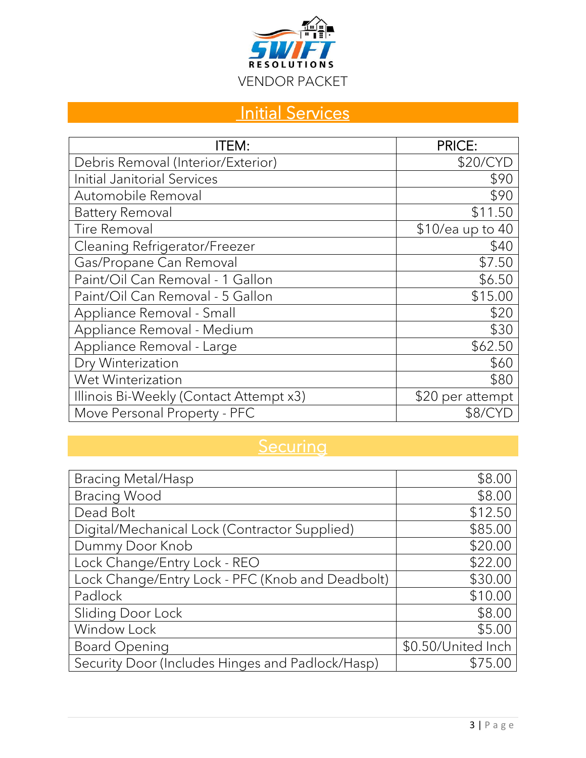SWIFT RESOLUTIONS

VENDOR PACKET

## Initial Services

| ITEM: | PRICE: |
| --- | --- |
| Debris Removal (Interior/Exterior) | $20/CYD |
| Initial Janitorial Services | $90 |
| Automobile Removal | $90 |
| Battery Removal | $11.50 |
| Tire Removal | $10/ea up to 40 |
| Cleaning Refrigerator/Freezer | $40 |
| Gas/Propane Can Removal | $7.50 |
| Paint/Oil Can Removal - 1 Gallon | $6.50 |
| Paint/Oil Can Removal - 5 Gallon | $15.00 |
| Appliance Removal - Small | $20 |
| Appliance Removal - Medium | $30 |
| Appliance Removal - Large | $62.50 |
| Dry Winterization | $60 |
| Wet Winterization | $80 |
| Illinois Bi-Weekly (Contact Attempt x3) | $20 per attempt |
| Move Personal Property - PFC | $8/CYD |

## Securing

| | |
| --- | --- |
| Bracing Metal/Hasp | $8.00 |
| Bracing Wood | $8.00 |
| Dead Bolt | $12.50 |
| Digital/Mechanical Lock (Contractor Supplied) | $85.00 |
| Dummy Door Knob | $20.00 |
| Lock Change/Entry Lock - REO | $22.00 |
| Lock Change/Entry Lock - PFC (Knob and Deadbolt) | $30.00 |
| Padlock | $10.00 |
| Sliding Door Lock | $8.00 |
| Window Lock | $5.00 |
| Board Opening | $0.50/United Inch |
| Security Door (Includes Hinges and Padlock/Hasp) | $75.00 |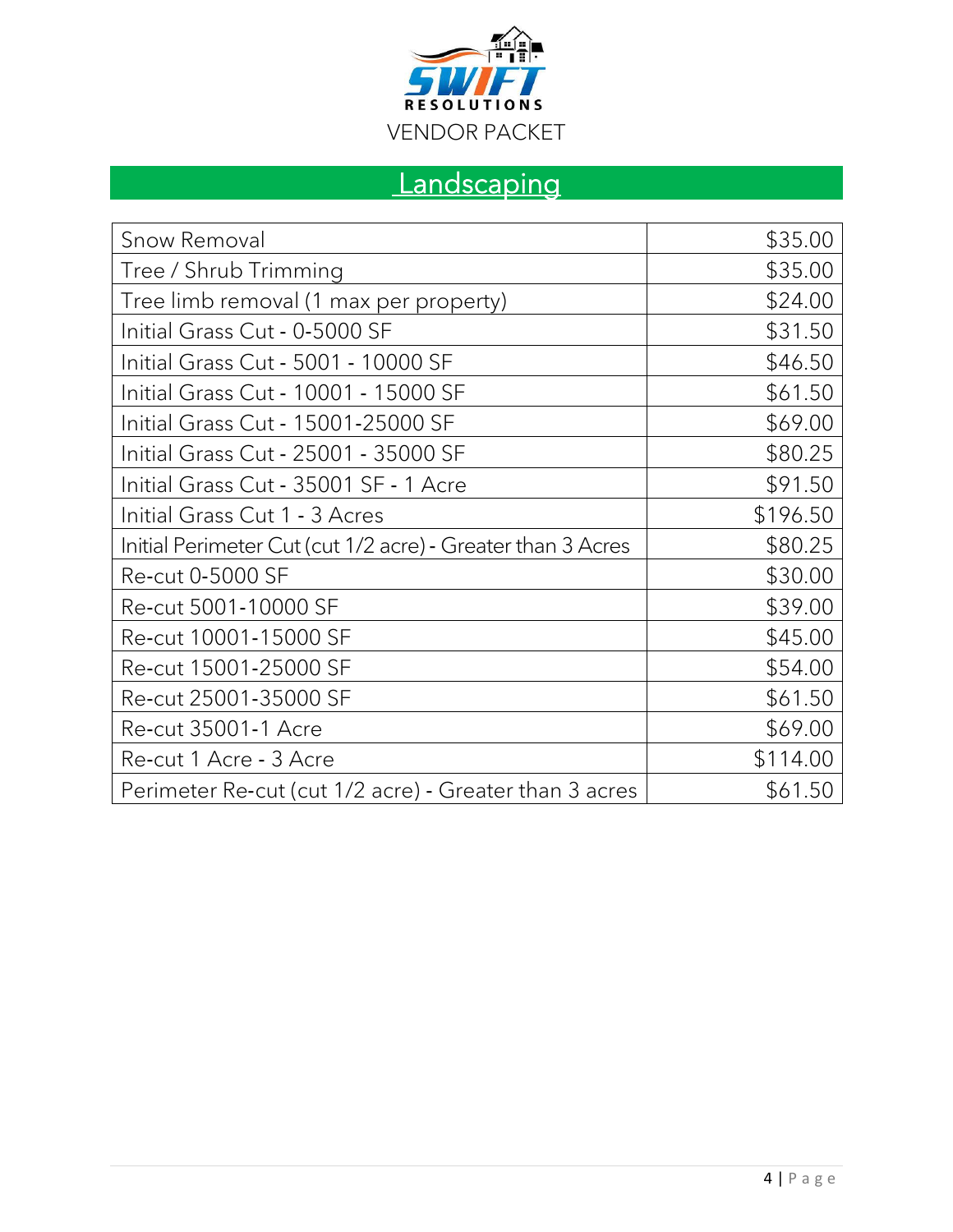VENDOR PACKET

## Landscaping

| Service | Price |
| --- | --- |
| Snow Removal | $35.00 |
| Tree / Shrub Trimming | $35.00 |
| Tree limb removal (1 max per property) | $24.00 |
| Initial Grass Cut - 0-5000 SF | $31.50 |
| Initial Grass Cut - 5001 - 10000 SF | $46.50 |
| Initial Grass Cut - 10001 - 15000 SF | $61.50 |
| Initial Grass Cut - 15001-25000 SF | $69.00 |
| Initial Grass Cut - 25001 - 35000 SF | $80.25 |
| Initial Grass Cut - 35001 SF - 1 Acre | $91.50 |
| Initial Grass Cut 1 - 3 Acres | $196.50 |
| Initial Perimeter Cut (cut 1/2 acre) - Greater than 3 Acres | $80.25 |
| Re-cut 0-5000 SF | $30.00 |
| Re-cut 5001-10000 SF | $39.00 |
| Re-cut 10001-15000 SF | $45.00 |
| Re-cut 15001-25000 SF | $54.00 |
| Re-cut 25001-35000 SF | $61.50 |
| Re-cut 35001-1 Acre | $69.00 |
| Re-cut 1 Acre - 3 Acre | $114.00 |
| Perimeter Re-cut (cut 1/2 acre) - Greater than 3 acres | $61.50 |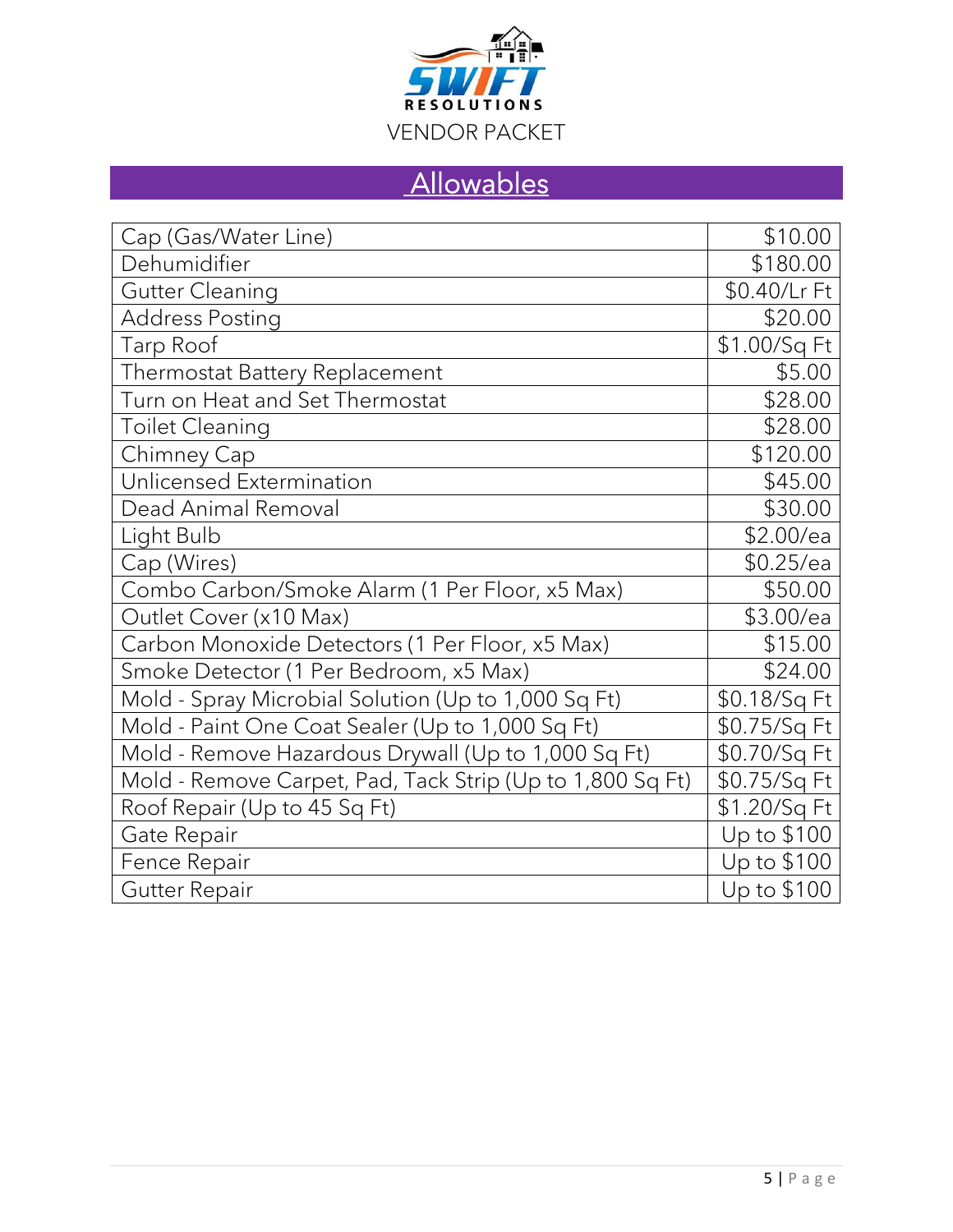VENDOR PACKET

## Allowables

| Item | Price |
|---|---|
| Cap (Gas/Water Line) | $10.00 |
| Dehumidifier | $180.00 |
| Gutter Cleaning | $0.40/Lr Ft |
| Address Posting | $20.00 |
| Tarp Roof | $1.00/Sq Ft |
| Thermostat Battery Replacement | $5.00 |
| Turn on Heat and Set Thermostat | $28.00 |
| Toilet Cleaning | $28.00 |
| Chimney Cap | $120.00 |
| Unlicensed Extermination | $45.00 |
| Dead Animal Removal | $30.00 |
| Light Bulb | $2.00/ea |
| Cap (Wires) | $0.25/ea |
| Combo Carbon/Smoke Alarm (1 Per Floor, x5 Max) | $50.00 |
| Outlet Cover (x10 Max) | $3.00/ea |
| Carbon Monoxide Detectors (1 Per Floor, x5 Max) | $15.00 |
| Smoke Detector (1 Per Bedroom, x5 Max) | $24.00 |
| Mold - Spray Microbial Solution (Up to 1,000 Sq Ft) | $0.18/Sq Ft |
| Mold - Paint One Coat Sealer (Up to 1,000 Sq Ft) | $0.75/Sq Ft |
| Mold - Remove Hazardous Drywall (Up to 1,000 Sq Ft) | $0.70/Sq Ft |
| Mold - Remove Carpet, Pad, Tack Strip (Up to 1,800 Sq Ft) | $0.75/Sq Ft |
| Roof Repair (Up to 45 Sq Ft) | $1.20/Sq Ft |
| Gate Repair | Up to $100 |
| Fence Repair | Up to $100 |
| Gutter Repair | Up to $100 |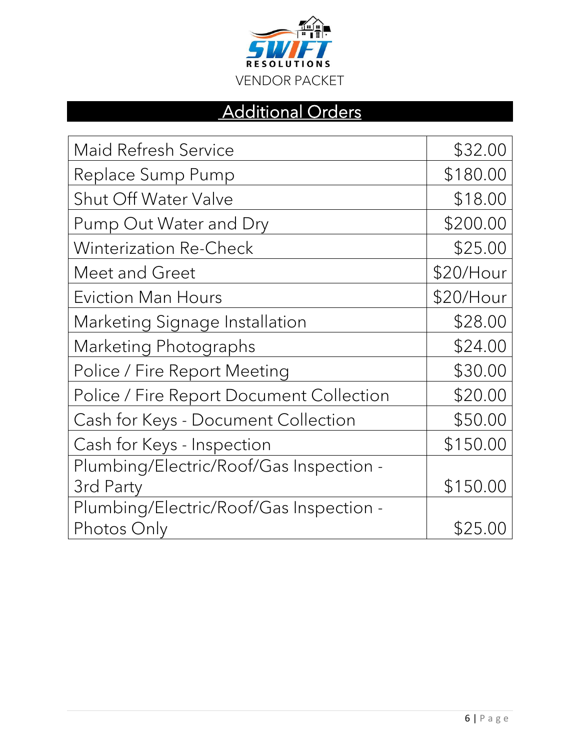## Additional Orders

| Service | Price |
|---|---|
| Maid Refresh Service | $32.00 |
| Replace Sump Pump | $180.00 |
| Shut Off Water Valve | $18.00 |
| Pump Out Water and Dry | $200.00 |
| Winterization Re-Check | $25.00 |
| Meet and Greet | $20/Hour |
| Eviction Man Hours | $20/Hour |
| Marketing Signage Installation | $28.00 |
| Marketing Photographs | $24.00 |
| Police / Fire Report Meeting | $30.00 |
| Police / Fire Report Document Collection | $20.00 |
| Cash for Keys - Document Collection | $50.00 |
| Cash for Keys - Inspection | $150.00 |
| Plumbing/Electric/Roof/Gas Inspection - 3rd Party | $150.00 |
| Plumbing/Electric/Roof/Gas Inspection - Photos Only | $25.00 |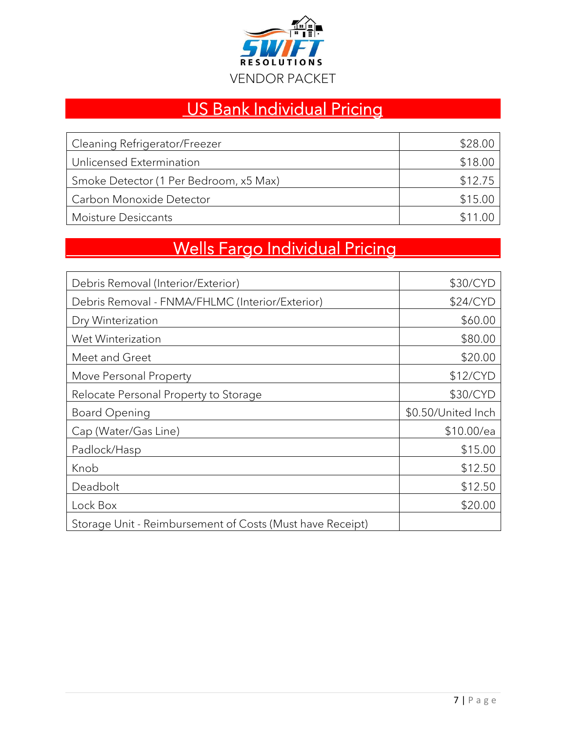SWIFT RESOLUTIONS

VENDOR PACKET

## US Bank Individual Pricing

| Item | Price |
|---|---|
| Cleaning Refrigerator/Freezer | $28.00 |
| Unlicensed Extermination | $18.00 |
| Smoke Detector (1 Per Bedroom, x5 Max) | $12.75 |
| Carbon Monoxide Detector | $15.00 |
| Moisture Desiccants | $11.00 |

## Wells Fargo Individual Pricing

| Item | Price |
|---|---|
| Debris Removal (Interior/Exterior) | $30/CYD |
| Debris Removal - FNMA/FHLMC (Interior/Exterior) | $24/CYD |
| Dry Winterization | $60.00 |
| Wet Winterization | $80.00 |
| Meet and Greet | $20.00 |
| Move Personal Property | $12/CYD |
| Relocate Personal Property to Storage | $30/CYD |
| Board Opening | $0.50/United Inch |
| Cap (Water/Gas Line) | $10.00/ea |
| Padlock/Hasp | $15.00 |
| Knob | $12.50 |
| Deadbolt | $12.50 |
| Lock Box | $20.00 |
| Storage Unit - Reimbursement of Costs (Must have Receipt) | |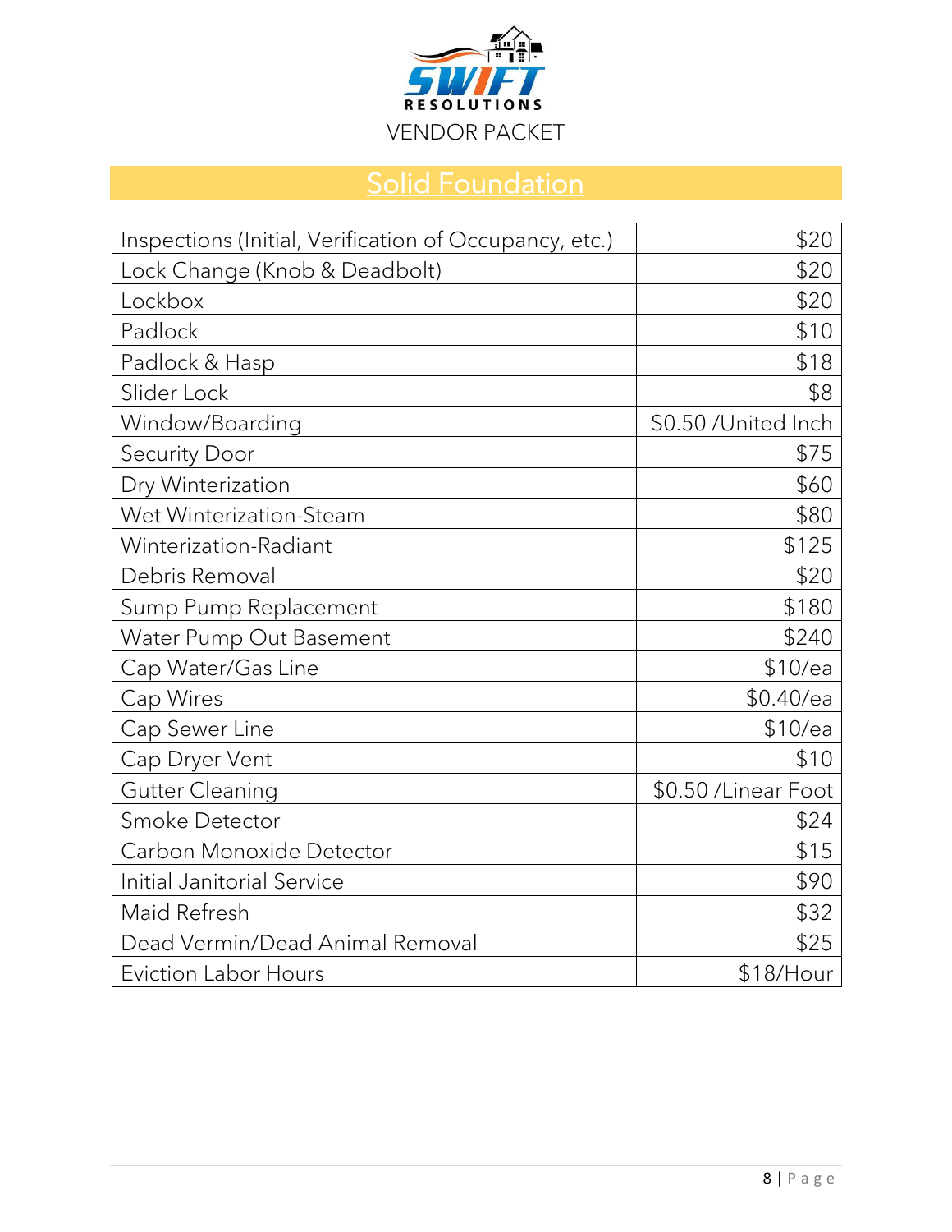SWIFT RESOLUTIONS

VENDOR PACKET

## Solid Foundation

| Service | Price |
| --- | --- |
| Inspections (Initial, Verification of Occupancy, etc.) | $20 |
| Lock Change (Knob & Deadbolt) | $20 |
| Lockbox | $20 |
| Padlock | $10 |
| Padlock & Hasp | $18 |
| Slider Lock | $8 |
| Window/Boarding | $0.50 /United Inch |
| Security Door | $75 |
| Dry Winterization | $60 |
| Wet Winterization-Steam | $80 |
| Winterization-Radiant | $125 |
| Debris Removal | $20 |
| Sump Pump Replacement | $180 |
| Water Pump Out Basement | $240 |
| Cap Water/Gas Line | $10/ea |
| Cap Wires | $0.40/ea |
| Cap Sewer Line | $10/ea |
| Cap Dryer Vent | $10 |
| Gutter Cleaning | $0.50 /Linear Foot |
| Smoke Detector | $24 |
| Carbon Monoxide Detector | $15 |
| Initial Janitorial Service | $90 |
| Maid Refresh | $32 |
| Dead Vermin/Dead Animal Removal | $25 |
| Eviction Labor Hours | $18/Hour |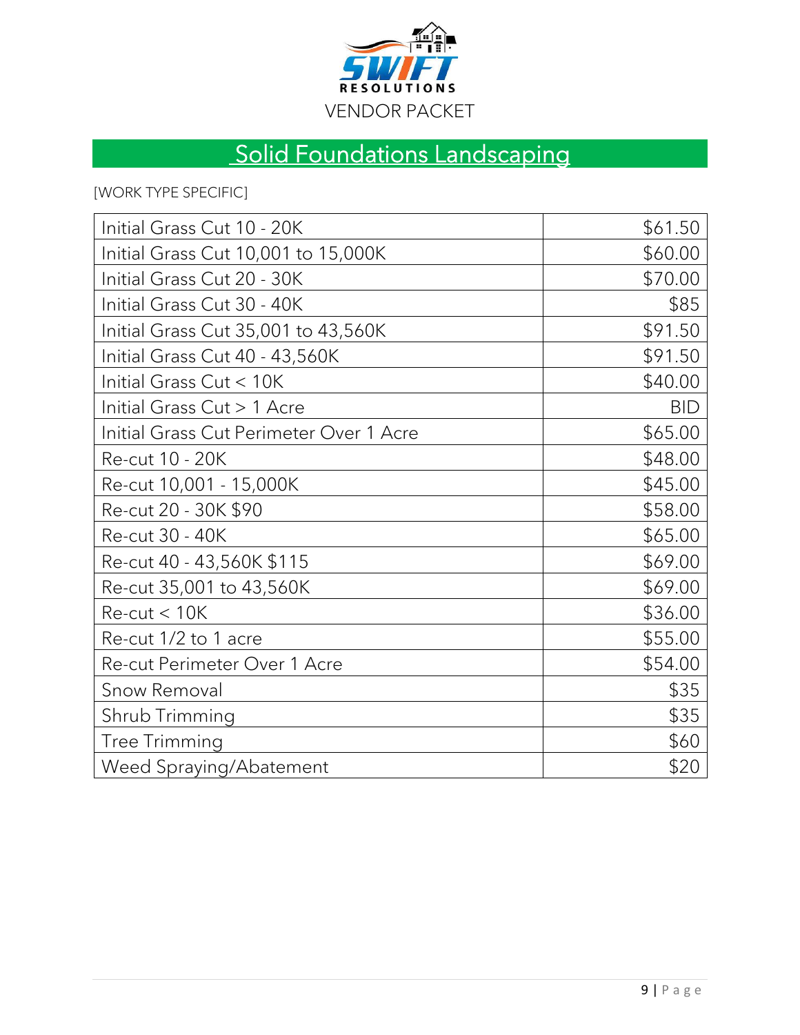SWIFT RESOLUTIONS

VENDOR PACKET

# Solid Foundations Landscaping

[WORK TYPE SPECIFIC]

| | |
|---|---|
| Initial Grass Cut 10 - 20K | $61.50 |
| Initial Grass Cut 10,001 to 15,000K | $60.00 |
| Initial Grass Cut 20 - 30K | $70.00 |
| Initial Grass Cut 30 - 40K | $85 |
| Initial Grass Cut 35,001 to 43,560K | $91.50 |
| Initial Grass Cut 40 - 43,560K | $91.50 |
| Initial Grass Cut < 10K | $40.00 |
| Initial Grass Cut > 1 Acre | BID |
| Initial Grass Cut Perimeter Over 1 Acre | $65.00 |
| Re-cut 10 - 20K | $48.00 |
| Re-cut 10,001 - 15,000K | $45.00 |
| Re-cut 20 - 30K $90 | $58.00 |
| Re-cut 30 - 40K | $65.00 |
| Re-cut 40 - 43,560K $115 | $69.00 |
| Re-cut 35,001 to 43,560K | $69.00 |
| Re-cut < 10K | $36.00 |
| Re-cut 1/2 to 1 acre | $55.00 |
| Re-cut Perimeter Over 1 Acre | $54.00 |
| Snow Removal | $35 |
| Shrub Trimming | $35 |
| Tree Trimming | $60 |
| Weed Spraying/Abatement | $20 |